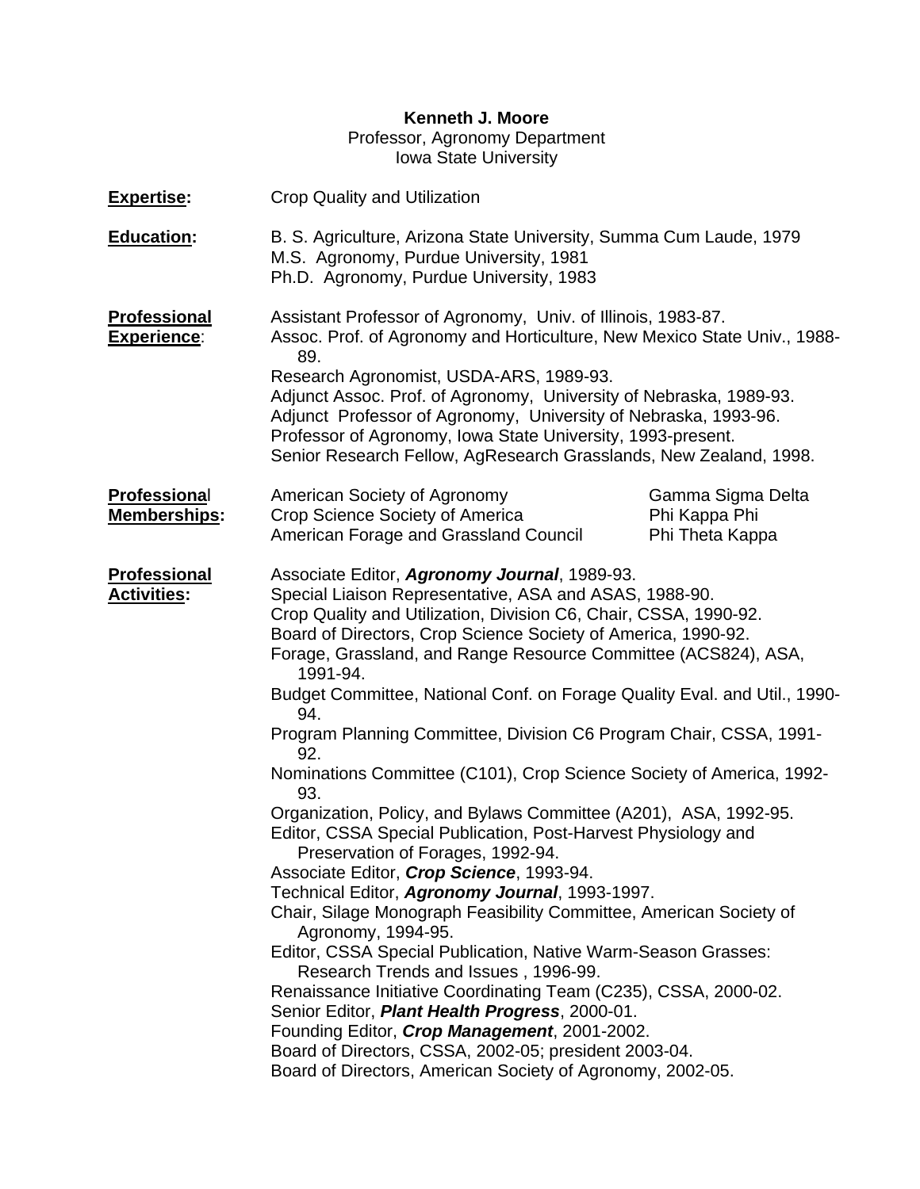**Kenneth J. Moore**
Professor, Agronomy Department
Iowa State University

**Expertise:** Crop Quality and Utilization

**Education:**
B. S. Agriculture, Arizona State University, Summa Cum Laude, 1979
M.S. Agronomy, Purdue University, 1981
Ph.D. Agronomy, Purdue University, 1983

**Professional Experience:**
Assistant Professor of Agronomy, Univ. of Illinois, 1983-87.
Assoc. Prof. of Agronomy and Horticulture, New Mexico State Univ., 1988-89.
Research Agronomist, USDA-ARS, 1989-93.
Adjunct Assoc. Prof. of Agronomy, University of Nebraska, 1989-93.
Adjunct Professor of Agronomy, University of Nebraska, 1993-96.
Professor of Agronomy, Iowa State University, 1993-present.
Senior Research Fellow, AgResearch Grasslands, New Zealand, 1998.

**Professional Memberships:**

| | |
|---|---|
| American Society of Agronomy | Gamma Sigma Delta |
| Crop Science Society of America | Phi Kappa Phi |
| American Forage and Grassland Council | Phi Theta Kappa |

**Professional Activities:**
Associate Editor, ***Agronomy Journal***, 1989-93.
Special Liaison Representative, ASA and ASAS, 1988-90.
Crop Quality and Utilization, Division C6, Chair, CSSA, 1990-92.
Board of Directors, Crop Science Society of America, 1990-92.
Forage, Grassland, and Range Resource Committee (ACS824), ASA, 1991-94.
Budget Committee, National Conf. on Forage Quality Eval. and Util., 1990-94.
Program Planning Committee, Division C6 Program Chair, CSSA, 1991-92.
Nominations Committee (C101), Crop Science Society of America, 1992-93.
Organization, Policy, and Bylaws Committee (A201), ASA, 1992-95.
Editor, CSSA Special Publication, Post-Harvest Physiology and Preservation of Forages, 1992-94.
Associate Editor, ***Crop Science***, 1993-94.
Technical Editor, ***Agronomy Journal***, 1993-1997.
Chair, Silage Monograph Feasibility Committee, American Society of Agronomy, 1994-95.
Editor, CSSA Special Publication, Native Warm-Season Grasses: Research Trends and Issues , 1996-99.
Renaissance Initiative Coordinating Team (C235), CSSA, 2000-02.
Senior Editor, ***Plant Health Progress***, 2000-01.
Founding Editor, ***Crop Management***, 2001-2002.
Board of Directors, CSSA, 2002-05; president 2003-04.
Board of Directors, American Society of Agronomy, 2002-05.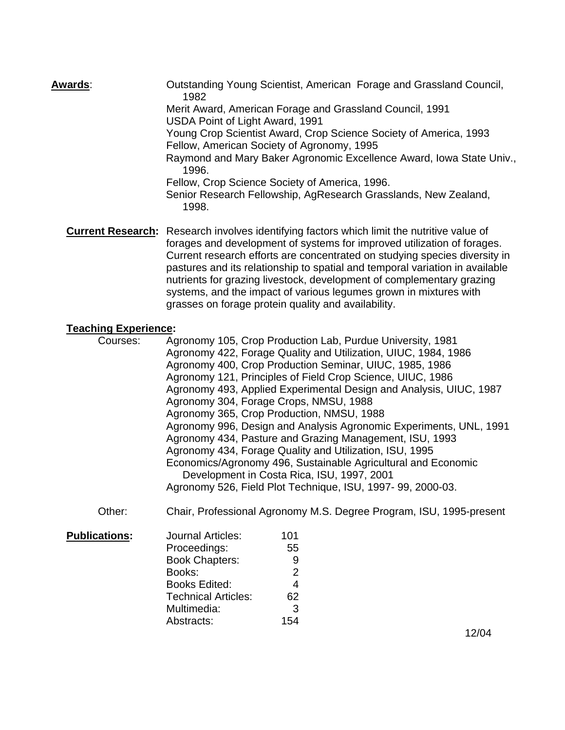**Awards**: Outstanding Young Scientist, American Forage and Grassland Council, 1982
Merit Award, American Forage and Grassland Council, 1991
USDA Point of Light Award, 1991
Young Crop Scientist Award, Crop Science Society of America, 1993
Fellow, American Society of Agronomy, 1995
Raymond and Mary Baker Agronomic Excellence Award, Iowa State Univ., 1996.
Fellow, Crop Science Society of America, 1996.
Senior Research Fellowship, AgResearch Grasslands, New Zealand, 1998.

**Current Research:** Research involves identifying factors which limit the nutritive value of forages and development of systems for improved utilization of forages. Current research efforts are concentrated on studying species diversity in pastures and its relationship to spatial and temporal variation in available nutrients for grazing livestock, development of complementary grazing systems, and the impact of various legumes grown in mixtures with grasses on forage protein quality and availability.

**Teaching Experience:**

Courses:
Agronomy 105, Crop Production Lab, Purdue University, 1981
Agronomy 422, Forage Quality and Utilization, UIUC, 1984, 1986
Agronomy 400, Crop Production Seminar, UIUC, 1985, 1986
Agronomy 121, Principles of Field Crop Science, UIUC, 1986
Agronomy 493, Applied Experimental Design and Analysis, UIUC, 1987
Agronomy 304, Forage Crops, NMSU, 1988
Agronomy 365, Crop Production, NMSU, 1988
Agronomy 996, Design and Analysis Agronomic Experiments, UNL, 1991
Agronomy 434, Pasture and Grazing Management, ISU, 1993
Agronomy 434, Forage Quality and Utilization, ISU, 1995
Economics/Agronomy 496, Sustainable Agricultural and Economic Development in Costa Rica, ISU, 1997, 2001
Agronomy 526, Field Plot Technique, ISU, 1997- 99, 2000-03.

Other: Chair, Professional Agronomy M.S. Degree Program, ISU, 1995-present

**Publications:**

| | |
|---|---|
| Journal Articles: | 101 |
| Proceedings: | 55 |
| Book Chapters: | 9 |
| Books: | 2 |
| Books Edited: | 4 |
| Technical Articles: | 62 |
| Multimedia: | 3 |
| Abstracts: | 154 |

12/04